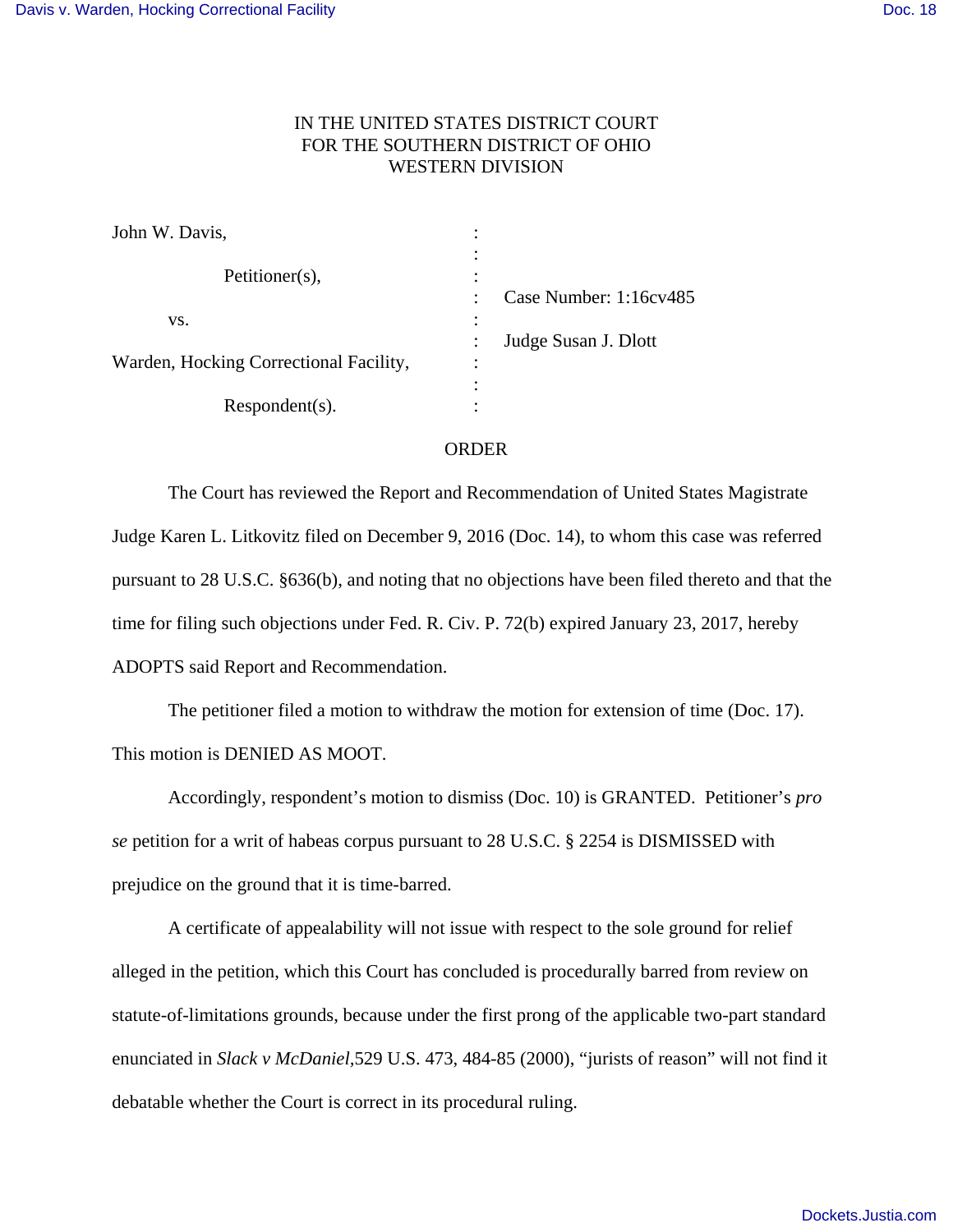IN THE UNITED STATES DISTRICT COURT
FOR THE SOUTHERN DISTRICT OF OHIO
WESTERN DIVISION

| | | |
|---|---|---|
| John W. Davis, | : | |
| Petitioner(s), | : | Case Number: 1:16cv485 |
| vs. | : | Judge Susan J. Dlott |
| Warden, Hocking Correctional Facility, | : | |
| Respondent(s). | : | |

ORDER

The Court has reviewed the Report and Recommendation of United States Magistrate Judge Karen L. Litkovitz filed on December 9, 2016 (Doc. 14), to whom this case was referred pursuant to 28 U.S.C. §636(b), and noting that no objections have been filed thereto and that the time for filing such objections under Fed. R. Civ. P. 72(b) expired January 23, 2017, hereby ADOPTS said Report and Recommendation.

The petitioner filed a motion to withdraw the motion for extension of time (Doc. 17). This motion is DENIED AS MOOT.

Accordingly, respondent's motion to dismiss (Doc. 10) is GRANTED. Petitioner's *pro se* petition for a writ of habeas corpus pursuant to 28 U.S.C. § 2254 is DISMISSED with prejudice on the ground that it is time-barred.

A certificate of appealability will not issue with respect to the sole ground for relief alleged in the petition, which this Court has concluded is procedurally barred from review on statute-of-limitations grounds, because under the first prong of the applicable two-part standard enunciated in *Slack v McDaniel,*529 U.S. 473, 484-85 (2000), "jurists of reason" will not find it debatable whether the Court is correct in its procedural ruling.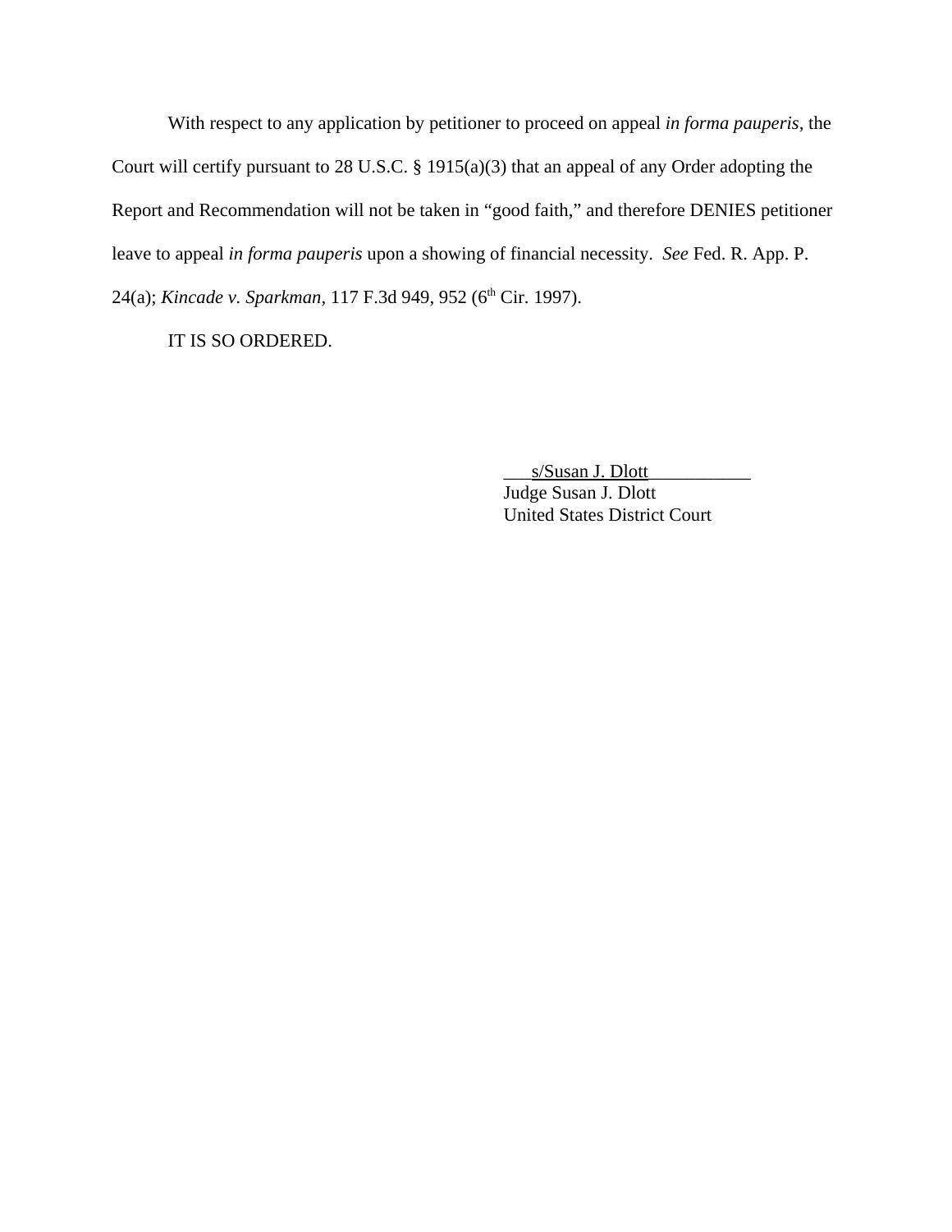With respect to any application by petitioner to proceed on appeal *in forma pauperis,* the Court will certify pursuant to 28 U.S.C. § 1915(a)(3) that an appeal of any Order adopting the Report and Recommendation will not be taken in "good faith," and therefore DENIES petitioner leave to appeal *in forma pauperis* upon a showing of financial necessity. *See* Fed. R. App. P. 24(a); *Kincade v. Sparkman*, 117 F.3d 949, 952 (6th Cir. 1997).

IT IS SO ORDERED.

s/Susan J. Dlott  
Judge Susan J. Dlott  
United States District Court